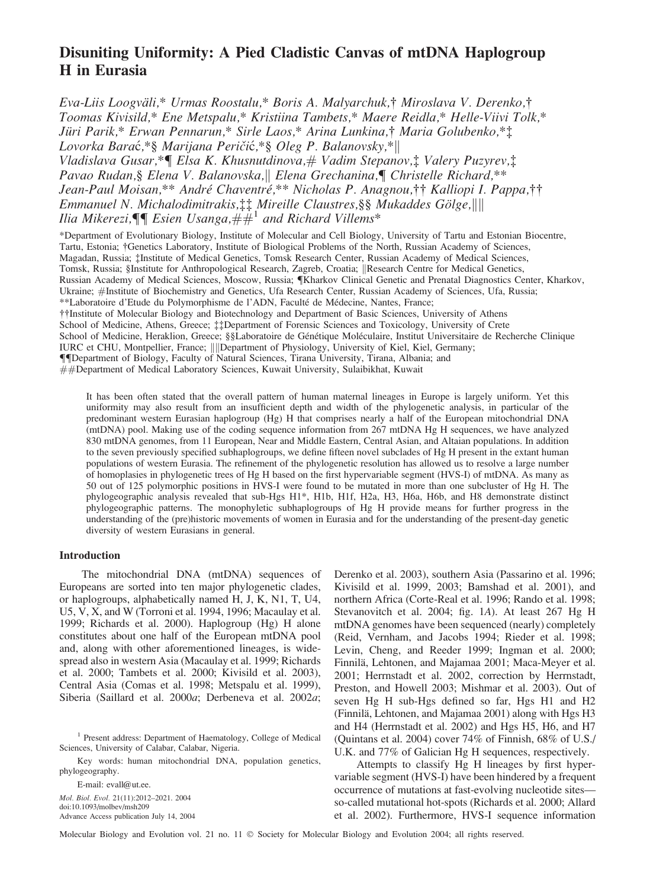# Disuniting Uniformity: A Pied Cladistic Canvas of mtDNA Haplogroup H in Eurasia

*Eva-Liis Loogväli,\* Urmas Roostalu,\* Boris A. Malyarchuk,† Miroslava V. Derenko,† Toomas Kivisild,\* Ene Metspalu,\* Kristiina Tambets,\* Maere Reidla,\* Helle-Viivi Tolk,\* Jüri Parik,\* Erwan Pennarun,\* Sirle Laos,\* Arina Lunkina,† Maria Golubenko,\*‡ Lovorka Barać,\*§ Marijana Peričić,\*§ Oleg P. Balanovsky,\*‖ Vladislava Gusar,\*¶ Elsa K. Khusnutdinova,# Vadim Stepanov,‡ Valery Puzyrev,‡ Pavao Rudan,§ Elena V. Balanovska,‖ Elena Grechanina,¶ Christelle Richard,\*\* Jean-Paul Moisan,\*\* André Chaventré,\*\* Nicholas P. Anagnou,†† Kalliopi I. Pappa,†† Emmanuel N. Michalodimitrakis,‡‡ Mireille Claustres,§§ Mukaddes Gölge,‖‖ Ilia Mikerezi,¶¶ Esien Usanga,##[1] and Richard Villems\**

\*Department of Evolutionary Biology, Institute of Molecular and Cell Biology, University of Tartu and Estonian Biocentre, Tartu, Estonia; †Genetics Laboratory, Institute of Biological Problems of the North, Russian Academy of Sciences, Magadan, Russia; ‡Institute of Medical Genetics, Tomsk Research Center, Russian Academy of Medical Sciences, Tomsk, Russia; §Institute for Anthropological Research, Zagreb, Croatia; ‖Research Centre for Medical Genetics, Russian Academy of Medical Sciences, Moscow, Russia; ¶Kharkov Clinical Genetic and Prenatal Diagnostics Center, Kharkov, Ukraine; #Institute of Biochemistry and Genetics, Ufa Research Center, Russian Academy of Sciences, Ufa, Russia; \*\*Laboratoire d'Etude du Polymorphisme de l'ADN, Faculté de Médecine, Nantes, France; ††Institute of Molecular Biology and Biotechnology and Department of Basic Sciences, University of Athens School of Medicine, Athens, Greece; ‡‡Department of Forensic Sciences and Toxicology, University of Crete School of Medicine, Heraklion, Greece; §§Laboratoire de Génétique Moléculaire, Institut Universitaire de Recherche Clinique IURC et CHU, Montpellier, France; ‖‖Department of Physiology, University of Kiel, Kiel, Germany; ¶¶Department of Biology, Faculty of Natural Sciences, Tirana University, Tirana, Albania; and ##Department of Medical Laboratory Sciences, Kuwait University, Sulaibikhat, Kuwait

It has been often stated that the overall pattern of human maternal lineages in Europe is largely uniform. Yet this uniformity may also result from an insufficient depth and width of the phylogenetic analysis, in particular of the predominant western Eurasian haplogroup (Hg) H that comprises nearly a half of the European mitochondrial DNA (mtDNA) pool. Making use of the coding sequence information from 267 mtDNA Hg H sequences, we have analyzed 830 mtDNA genomes, from 11 European, Near and Middle Eastern, Central Asian, and Altaian populations. In addition to the seven previously specified subhaplogroups, we define fifteen novel subclades of Hg H present in the extant human populations of western Eurasia. The refinement of the phylogenetic resolution has allowed us to resolve a large number of homoplasies in phylogenetic trees of Hg H based on the first hypervariable segment (HVS-I) of mtDNA. As many as 50 out of 125 polymorphic positions in HVS-I were found to be mutated in more than one subcluster of Hg H. The phylogeographic analysis revealed that sub-Hgs H1\*, H1b, H1f, H2a, H3, H6a, H6b, and H8 demonstrate distinct phylogeographic patterns. The monophyletic subhaplogroups of Hg H provide means for further progress in the understanding of the (pre)historic movements of women in Eurasia and for the understanding of the present-day genetic diversity of western Eurasians in general.

## Introduction

The mitochondrial DNA (mtDNA) sequences of Europeans are sorted into ten major phylogenetic clades, or haplogroups, alphabetically named H, J, K, N1, T, U4, U5, V, X, and W (Torroni et al. 1994, 1996; Macaulay et al. 1999; Richards et al. 2000). Haplogroup (Hg) H alone constitutes about one half of the European mtDNA pool and, along with other aforementioned lineages, is widespread also in western Asia (Macaulay et al. 1999; Richards et al. 2000; Tambets et al. 2000; Kivisild et al. 2003), Central Asia (Comas et al. 1998; Metspalu et al. 1999), Siberia (Saillard et al. 2000*a*; Derbeneva et al. 2002*a*; Derenko et al. 2003), southern Asia (Passarino et al. 1996; Kivisild et al. 1999, 2003; Bamshad et al. 2001), and northern Africa (Corte-Real et al. 1996; Rando et al. 1998; Stevanovitch et al. 2004; fig. 1*A*). At least 267 Hg H mtDNA genomes have been sequenced (nearly) completely (Reid, Vernham, and Jacobs 1994; Rieder et al. 1998; Levin, Cheng, and Reeder 1999; Ingman et al. 2000; Finnilä, Lehtonen, and Majamaa 2001; Maca-Meyer et al. 2001; Herrnstadt et al. 2002, correction by Herrnstadt, Preston, and Howell 2003; Mishmar et al. 2003). Out of seven Hg H sub-Hgs defined so far, Hgs H1 and H2 (Finnilä, Lehtonen, and Majamaa 2001) along with Hgs H3 and H4 (Herrnstadt et al. 2002) and Hgs H5, H6, and H7 (Quintans et al. 2004) cover 74% of Finnish, 68% of U.S./U.K. and 77% of Galician Hg H sequences, respectively.

Attempts to classify Hg H lineages by first hypervariable segment (HVS-I) have been hindered by a frequent occurrence of mutations at fast-evolving nucleotide sites—so-called mutational hot-spots (Richards et al. 2000; Allard et al. 2002). Furthermore, HVS-I sequence information

[1] Present address: Department of Haematology, College of Medical Sciences, University of Calabar, Calabar, Nigeria.

Key words: human mitochondrial DNA, population genetics, phylogeography.

E-mail: evall@ut.ee.

*Mol. Biol. Evol.* 21(11):2012–2021. 2004
doi:10.1093/molbev/msh209
Advance Access publication July 14, 2004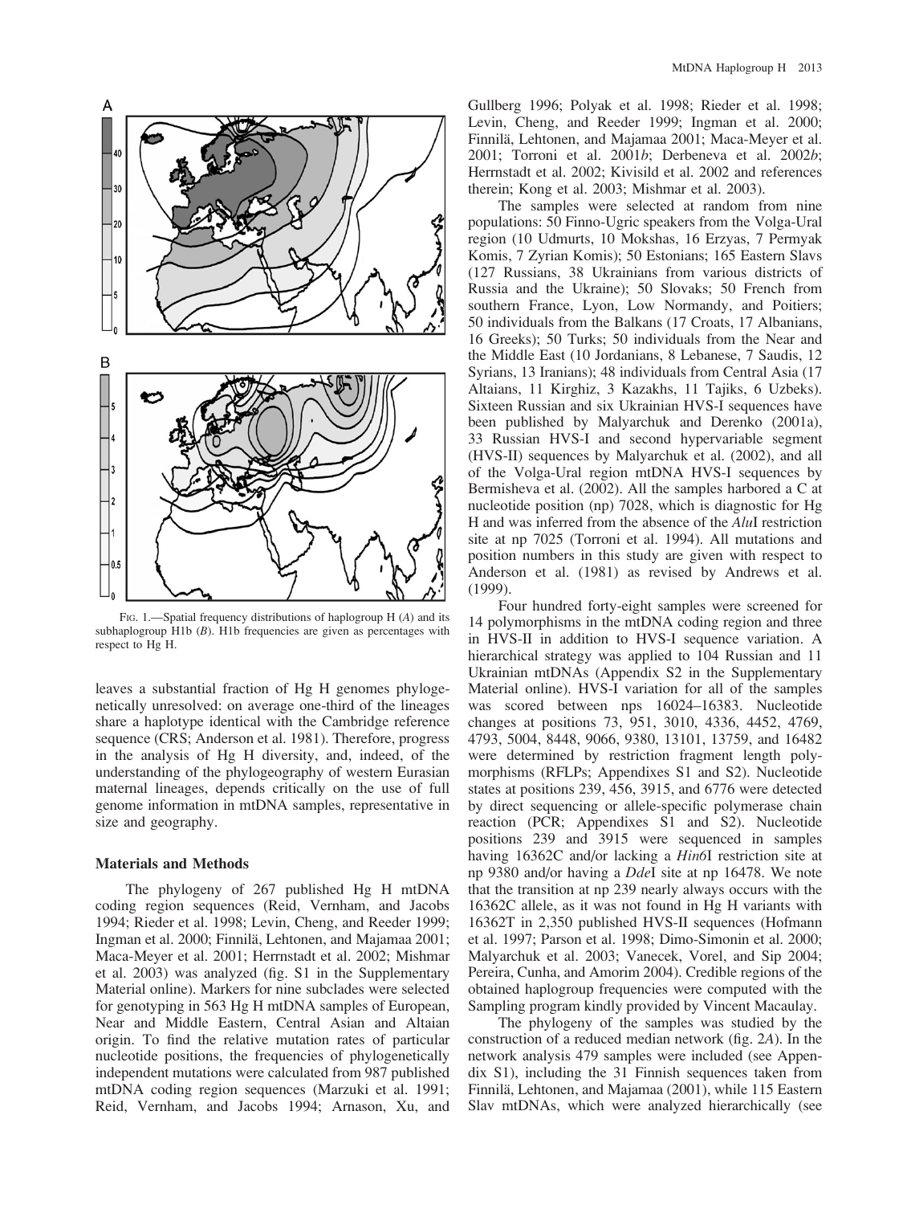FIG. 1.—Spatial frequency distributions of haplogroup H (*A*) and its subhaplogroup H1b (*B*). H1b frequencies are given as percentages with respect to Hg H.

leaves a substantial fraction of Hg H genomes phylogenetically unresolved: on average one-third of the lineages share a haplotype identical with the Cambridge reference sequence (CRS; Anderson et al. 1981). Therefore, progress in the analysis of Hg H diversity, and, indeed, of the understanding of the phylogeography of western Eurasian maternal lineages, depends critically on the use of full genome information in mtDNA samples, representative in size and geography.

## Materials and Methods

The phylogeny of 267 published Hg H mtDNA coding region sequences (Reid, Vernham, and Jacobs 1994; Rieder et al. 1998; Levin, Cheng, and Reeder 1999; Ingman et al. 2000; Finnilä, Lehtonen, and Majamaa 2001; Maca-Meyer et al. 2001; Herrnstadt et al. 2002; Mishmar et al. 2003) was analyzed (fig. S1 in the Supplementary Material online). Markers for nine subclades were selected for genotyping in 563 Hg H mtDNA samples of European, Near and Middle Eastern, Central Asian and Altaian origin. To find the relative mutation rates of particular nucleotide positions, the frequencies of phylogenetically independent mutations were calculated from 987 published mtDNA coding region sequences (Marzuki et al. 1991; Reid, Vernham, and Jacobs 1994; Arnason, Xu, and Gullberg 1996; Polyak et al. 1998; Rieder et al. 1998; Levin, Cheng, and Reeder 1999; Ingman et al. 2000; Finnilä, Lehtonen, and Majamaa 2001; Maca-Meyer et al. 2001; Torroni et al. 2001*b*; Derbeneva et al. 2002*b*; Herrnstadt et al. 2002; Kivisild et al. 2002 and references therein; Kong et al. 2003; Mishmar et al. 2003).

The samples were selected at random from nine populations: 50 Finno-Ugric speakers from the Volga-Ural region (10 Udmurts, 10 Mokshas, 16 Erzyas, 7 Permyak Komis, 7 Zyrian Komis); 50 Estonians; 165 Eastern Slavs (127 Russians, 38 Ukrainians from various districts of Russia and the Ukraine); 50 Slovaks; 50 French from southern France, Lyon, Low Normandy, and Poitiers; 50 individuals from the Balkans (17 Croats, 17 Albanians, 16 Greeks); 50 Turks; 50 individuals from the Near and the Middle East (10 Jordanians, 8 Lebanese, 7 Saudis, 12 Syrians, 13 Iranians); 48 individuals from Central Asia (17 Altaians, 11 Kirghiz, 3 Kazakhs, 11 Tajiks, 6 Uzbeks). Sixteen Russian and six Ukrainian HVS-I sequences have been published by Malyarchuk and Derenko (2001a), 33 Russian HVS-I and second hypervariable segment (HVS-II) sequences by Malyarchuk et al. (2002), and all of the Volga-Ural region mtDNA HVS-I sequences by Bermisheva et al. (2002). All the samples harbored a C at nucleotide position (np) 7028, which is diagnostic for Hg H and was inferred from the absence of the *Alu*I restriction site at np 7025 (Torroni et al. 1994). All mutations and position numbers in this study are given with respect to Anderson et al. (1981) as revised by Andrews et al. (1999).

Four hundred forty-eight samples were screened for 14 polymorphisms in the mtDNA coding region and three in HVS-II in addition to HVS-I sequence variation. A hierarchical strategy was applied to 104 Russian and 11 Ukrainian mtDNAs (Appendix S2 in the Supplementary Material online). HVS-I variation for all of the samples was scored between nps 16024–16383. Nucleotide changes at positions 73, 951, 3010, 4336, 4452, 4769, 4793, 5004, 8448, 9066, 9380, 13101, 13759, and 16482 were determined by restriction fragment length polymorphisms (RFLPs; Appendixes S1 and S2). Nucleotide states at positions 239, 456, 3915, and 6776 were detected by direct sequencing or allele-specific polymerase chain reaction (PCR; Appendixes S1 and S2). Nucleotide positions 239 and 3915 were sequenced in samples having 16362C and/or lacking a *Hin6*I restriction site at np 9380 and/or having a *Dde*I site at np 16478. We note that the transition at np 239 nearly always occurs with the 16362C allele, as it was not found in Hg H variants with 16362T in 2,350 published HVS-II sequences (Hofmann et al. 1997; Parson et al. 1998; Dimo-Simonin et al. 2000; Malyarchuk et al. 2003; Vanecek, Vorel, and Sip 2004; Pereira, Cunha, and Amorim 2004). Credible regions of the obtained haplogroup frequencies were computed with the Sampling program kindly provided by Vincent Macaulay.

The phylogeny of the samples was studied by the construction of a reduced median network (fig. 2*A*). In the network analysis 479 samples were included (see Appendix S1), including the 31 Finnish sequences taken from Finnilä, Lehtonen, and Majamaa (2001), while 115 Eastern Slav mtDNAs, which were analyzed hierarchically (see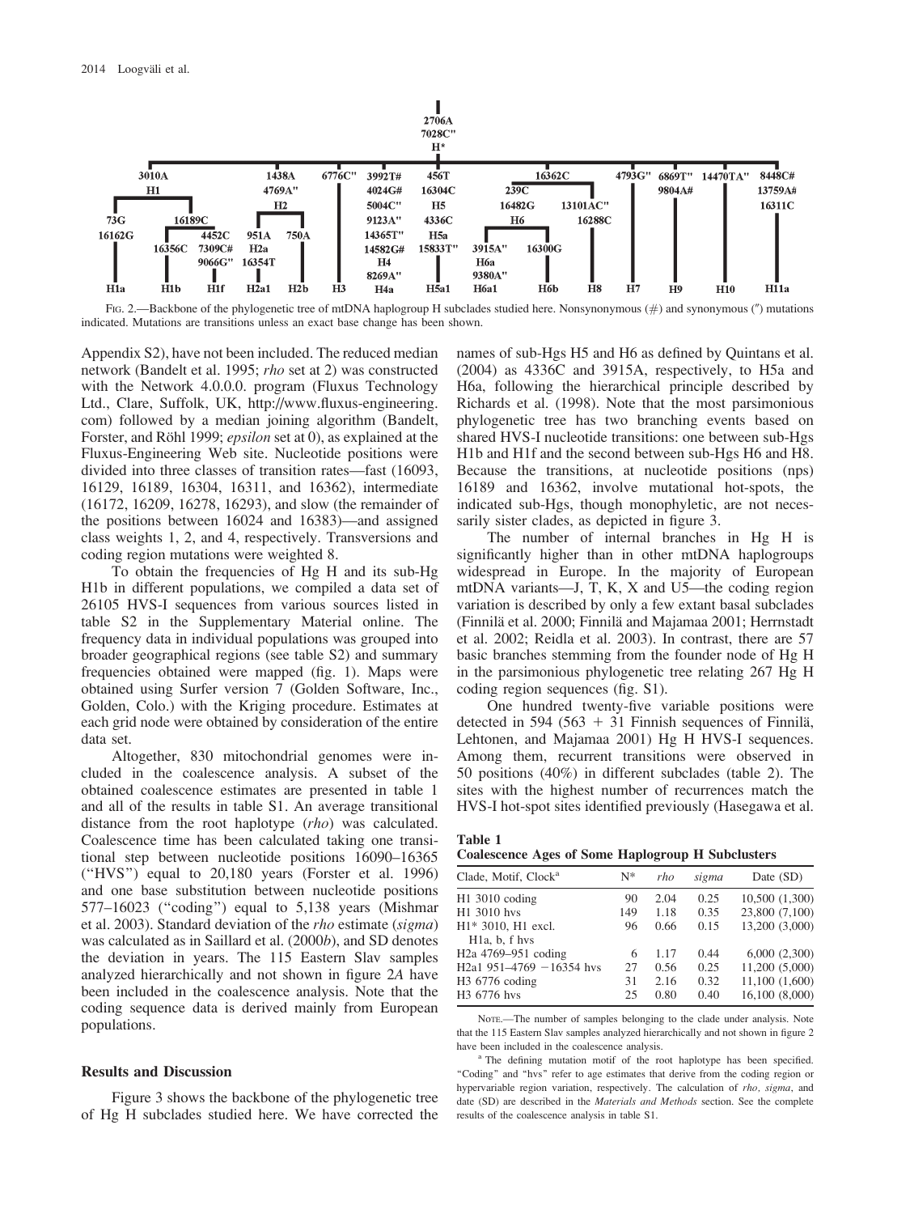FIG. 2.—Backbone of the phylogenetic tree of mtDNA haplogroup H subclades studied here. Nonsynonymous (#) and synonymous (") mutations indicated. Mutations are transitions unless an exact base change has been shown.

Appendix S2), have not been included. The reduced median network (Bandelt et al. 1995; *rho* set at 2) was constructed with the Network 4.0.0.0. program (Fluxus Technology Ltd., Clare, Suffolk, UK, http://www.fluxus-engineering.com) followed by a median joining algorithm (Bandelt, Forster, and Röhl 1999; *epsilon* set at 0), as explained at the Fluxus-Engineering Web site. Nucleotide positions were divided into three classes of transition rates—fast (16093, 16129, 16189, 16304, 16311, and 16362), intermediate (16172, 16209, 16278, 16293), and slow (the remainder of the positions between 16024 and 16383)—and assigned class weights 1, 2, and 4, respectively. Transversions and coding region mutations were weighted 8.

To obtain the frequencies of Hg H and its sub-Hg H1b in different populations, we compiled a data set of 26105 HVS-I sequences from various sources listed in table S2 in the Supplementary Material online. The frequency data in individual populations was grouped into broader geographical regions (see table S2) and summary frequencies obtained were mapped (fig. 1). Maps were obtained using Surfer version 7 (Golden Software, Inc., Golden, Colo.) with the Kriging procedure. Estimates at each grid node were obtained by consideration of the entire data set.

Altogether, 830 mitochondrial genomes were included in the coalescence analysis. A subset of the obtained coalescence estimates are presented in table 1 and all of the results in table S1. An average transitional distance from the root haplotype (*rho*) was calculated. Coalescence time has been calculated taking one transitional step between nucleotide positions 16090–16365 ("HVS") equal to 20,180 years (Forster et al. 1996) and one base substitution between nucleotide positions 577–16023 ("coding") equal to 5,138 years (Mishmar et al. 2003). Standard deviation of the *rho* estimate (*sigma*) was calculated as in Saillard et al. (2000*b*), and SD denotes the deviation in years. The 115 Eastern Slav samples analyzed hierarchically and not shown in figure 2*A* have been included in the coalescence analysis. Note that the coding sequence data is derived mainly from European populations.

## Results and Discussion

Figure 3 shows the backbone of the phylogenetic tree of Hg H subclades studied here. We have corrected the names of sub-Hgs H5 and H6 as defined by Quintans et al. (2004) as 4336C and 3915A, respectively, to H5a and H6a, following the hierarchical principle described by Richards et al. (1998). Note that the most parsimonious phylogenetic tree has two branching events based on shared HVS-I nucleotide transitions: one between sub-Hgs H1b and H1f and the second between sub-Hgs H6 and H8. Because the transitions, at nucleotide positions (nps) 16189 and 16362, involve mutational hot-spots, the indicated sub-Hgs, though monophyletic, are not necessarily sister clades, as depicted in figure 3.

The number of internal branches in Hg H is significantly higher than in other mtDNA haplogroups widespread in Europe. In the majority of European mtDNA variants—J, T, K, X and U5—the coding region variation is described by only a few extant basal subclades (Finnilä et al. 2000; Finnilä and Majamaa 2001; Herrnstadt et al. 2002; Reidla et al. 2003). In contrast, there are 57 basic branches stemming from the founder node of Hg H in the parsimonious phylogenetic tree relating 267 Hg H coding region sequences (fig. S1).

One hundred twenty-five variable positions were detected in 594 (563 + 31 Finnish sequences of Finnilä, Lehtonen, and Majamaa 2001) Hg H HVS-I sequences. Among them, recurrent transitions were observed in 50 positions (40%) in different subclades (table 2). The sites with the highest number of recurrences match the HVS-I hot-spot sites identified previously (Hasegawa et al.

**Table 1**
**Coalescence Ages of Some Haplogroup H Subclusters**

| Clade, Motif, Clock[a] | N* | *rho* | *sigma* | Date (SD) |
|---|---|---|---|---|
| H1 3010 coding | 90 | 2.04 | 0.25 | 10,500 (1,300) |
| H1 3010 hvs | 149 | 1.18 | 0.35 | 23,800 (7,100) |
| H1* 3010, H1 excl. H1a, b, f hvs | 96 | 0.66 | 0.15 | 13,200 (3,000) |
| H2a 4769–951 coding | 6 | 1.17 | 0.44 | 6,000 (2,300) |
| H2a1 951–4769 −16354 hvs | 27 | 0.56 | 0.25 | 11,200 (5,000) |
| H3 6776 coding | 31 | 2.16 | 0.32 | 11,100 (1,600) |
| H3 6776 hvs | 25 | 0.80 | 0.40 | 16,100 (8,000) |

NOTE.—The number of samples belonging to the clade under analysis. Note that the 115 Eastern Slav samples analyzed hierarchically and not shown in figure 2 have been included in the coalescence analysis.

[a] The defining mutation motif of the root haplotype has been specified. "Coding" and "hvs" refer to age estimates that derive from the coding region or hypervariable region variation, respectively. The calculation of *rho*, *sigma*, and date (SD) are described in the *Materials and Methods* section. See the complete results of the coalescence analysis in table S1.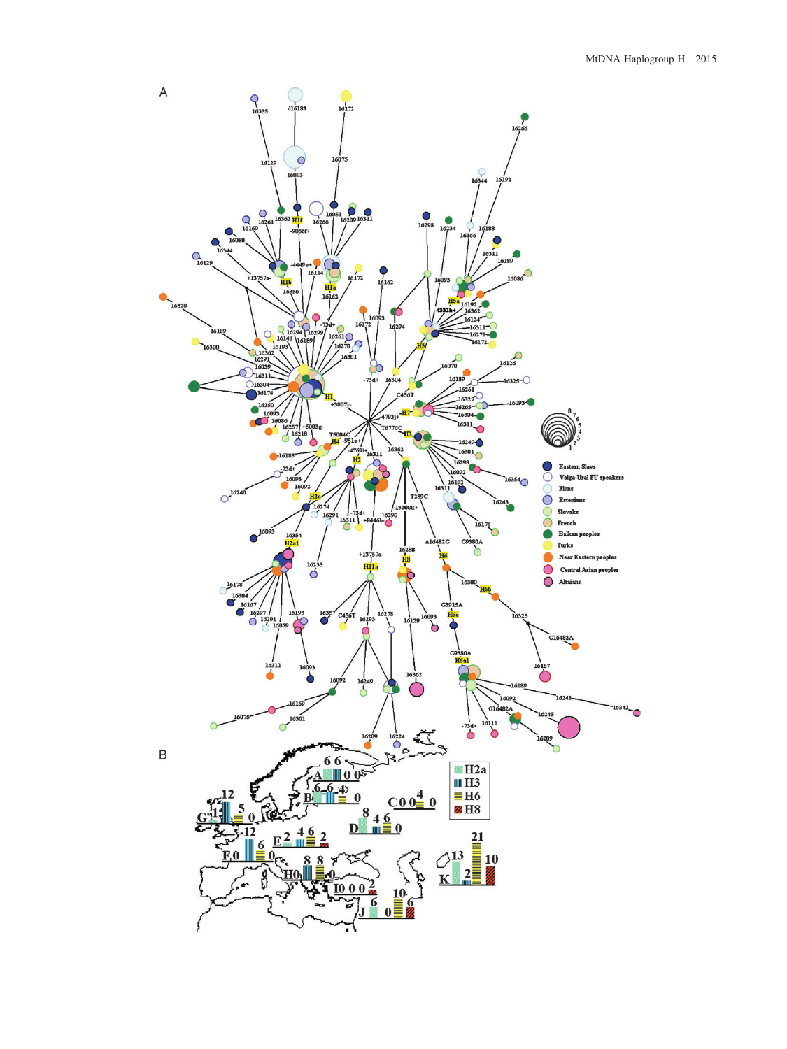A

B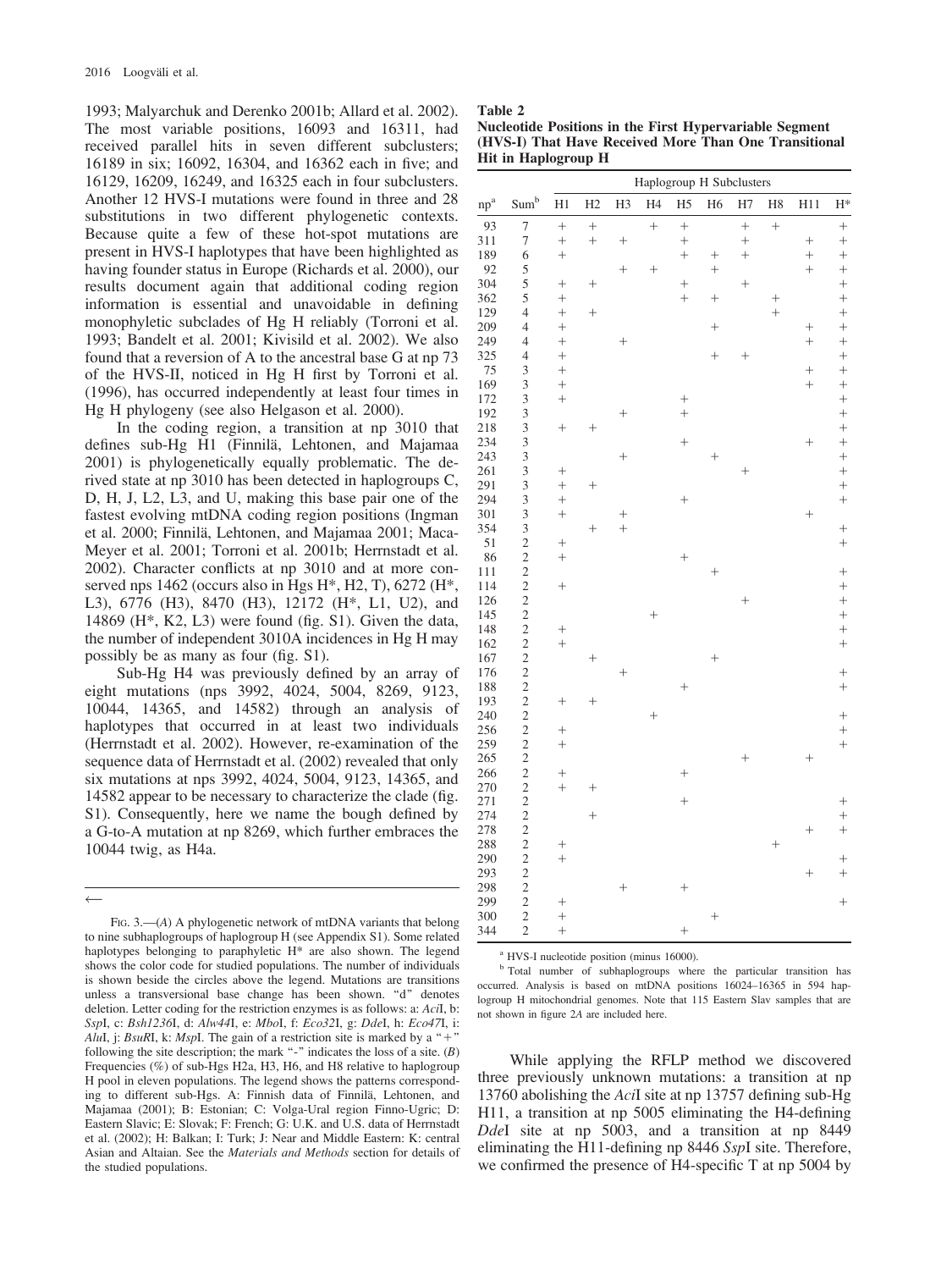1993; Malyarchuk and Derenko 2001b; Allard et al. 2002). The most variable positions, 16093 and 16311, had received parallel hits in seven different subclusters; 16189 in six; 16092, 16304, and 16362 each in five; and 16129, 16209, 16249, and 16325 each in four subclusters. Another 12 HVS-I mutations were found in three and 28 substitutions in two different phylogenetic contexts. Because quite a few of these hot-spot mutations are present in HVS-I haplotypes that have been highlighted as having founder status in Europe (Richards et al. 2000), our results document again that additional coding region information is essential and unavoidable in defining monophyletic subclades of Hg H reliably (Torroni et al. 1993; Bandelt et al. 2001; Kivisild et al. 2002). We also found that a reversion of A to the ancestral base G at np 73 of the HVS-II, noticed in Hg H first by Torroni et al. (1996), has occurred independently at least four times in Hg H phylogeny (see also Helgason et al. 2000).

In the coding region, a transition at np 3010 that defines sub-Hg H1 (Finnilä, Lehtonen, and Majamaa 2001) is phylogenetically equally problematic. The derived state at np 3010 has been detected in haplogroups C, D, H, J, L2, L3, and U, making this base pair one of the fastest evolving mtDNA coding region positions (Ingman et al. 2000; Finnilä, Lehtonen, and Majamaa 2001; Maca-Meyer et al. 2001; Torroni et al. 2001b; Herrnstadt et al. 2002). Character conflicts at np 3010 and at more conserved nps 1462 (occurs also in Hgs H*, H2, T), 6272 (H*, L3), 6776 (H3), 8470 (H3), 12172 (H*, L1, U2), and 14869 (H*, K2, L3) were found (fig. S1). Given the data, the number of independent 3010A incidences in Hg H may possibly be as many as four (fig. S1).

Sub-Hg H4 was previously defined by an array of eight mutations (nps 3992, 4024, 5004, 8269, 9123, 10044, 14365, and 14582) through an analysis of haplotypes that occurred in at least two individuals (Herrnstadt et al. 2002). However, re-examination of the sequence data of Herrnstadt et al. (2002) revealed that only six mutations at nps 3992, 4024, 5004, 9123, 14365, and 14582 appear to be necessary to characterize the clade (fig. S1). Consequently, here we name the bough defined by a G-to-A mutation at np 8269, which further embraces the 10044 twig, as H4a.

←

FIG. 3.—(*A*) A phylogenetic network of mtDNA variants that belong to nine subhaplogroups of haplogroup H (see Appendix S1). Some related haplotypes belonging to paraphyletic H* are also shown. The legend shows the color code for studied populations. The number of individuals is shown beside the circles above the legend. Mutations are transitions unless a transversional base change has been shown. "d" denotes deletion. Letter coding for the restriction enzymes is as follows: a: *Aci*I, b: *Ssp*I, c: *Bsh1236*I, d: *Alw44*I, e: *Mbo*I, f: *Eco32*I, g: *Dde*I, h: *Eco47*I, i: *Alu*I, j: *BsuR*I, k: *Msp*I. The gain of a restriction site is marked by a "+" following the site description; the mark "-" indicates the loss of a site. (*B*) Frequencies (%) of sub-Hgs H2a, H3, H6, and H8 relative to haplogroup H pool in eleven populations. The legend shows the patterns corresponding to different sub-Hgs. A: Finnish data of Finnilä, Lehtonen, and Majamaa (2001); B: Estonian; C: Volga-Ural region Finno-Ugric; D: Eastern Slavic; E: Slovak; F: French; G: U.K. and U.S. data of Herrnstadt et al. (2002); H: Balkan; I: Turk; J: Near and Middle Eastern: K: central Asian and Altaian. See the *Materials and Methods* section for details of the studied populations.

**Table 2**
**Nucleotide Positions in the First Hypervariable Segment (HVS-I) That Have Received More Than One Transitional Hit in Haplogroup H**

| | | Haplogroup H Subclusters | | | | | | | | | |
|---|---|---|---|---|---|---|---|---|---|---|---|
| np[a] | Sum[b] | H1 | H2 | H3 | H4 | H5 | H6 | H7 | H8 | H11 | H* |
| 93 | 7 | + | + | | + | + | | + | + | | + |
| 311 | 7 | + | + | + | | + | | + | | + | + |
| 189 | 6 | + | | | | + | + | + | | + | + |
| 92 | 5 | | | + | + | | + | | | + | + |
| 304 | 5 | + | + | | | + | | + | | | + |
| 362 | 5 | + | | | | + | + | | + | | + |
| 129 | 4 | + | + | | | | | | + | | + |
| 209 | 4 | + | | | | | + | | | + | + |
| 249 | 4 | + | | + | | | | | | + | + |
| 325 | 4 | + | | | | | + | + | | | + |
| 75 | 3 | + | | | | | | | | + | + |
| 169 | 3 | + | | | | | | | | + | + |
| 172 | 3 | + | | | | + | | | | | + |
| 192 | 3 | | | + | | + | | | | | + |
| 218 | 3 | + | + | | | | | | | | + |
| 234 | 3 | | | | | + | | | | + | + |
| 243 | 3 | | | + | | | + | | | | + |
| 261 | 3 | + | | | | | | + | | | + |
| 291 | 3 | + | + | | | | | | | | + |
| 294 | 3 | + | | | | + | | | | | + |
| 301 | 3 | + | | + | | | | | | + | |
| 354 | 3 | | + | + | | | | | | | + |
| 51 | 2 | + | | | | | | | | | + |
| 86 | 2 | + | | | | + | | | | | |
| 111 | 2 | | | | | | + | | | | + |
| 114 | 2 | + | | | | | | | | | + |
| 126 | 2 | | | | | | | + | | | + |
| 145 | 2 | | | | + | | | | | | + |
| 148 | 2 | + | | | | | | | | | + |
| 162 | 2 | + | | | | | | | | | + |
| 167 | 2 | | + | | | | + | | | | |
| 176 | 2 | | | + | | | | | | | + |
| 188 | 2 | | | | | + | | | | | + |
| 193 | 2 | + | + | | | | | | | | |
| 240 | 2 | | | | + | | | | | | + |
| 256 | 2 | + | | | | | | | | | + |
| 259 | 2 | + | | | | | | | | | + |
| 265 | 2 | | | | | | | + | | + | |
| 266 | 2 | + | | | | + | | | | | |
| 270 | 2 | + | + | | | | | | | | |
| 271 | 2 | | | | | + | | | | | + |
| 274 | 2 | | + | | | | | | | | + |
| 278 | 2 | | | | | | | | | + | + |
| 288 | 2 | + | | | | | | | + | | |
| 290 | 2 | + | | | | | | | | | + |
| 293 | 2 | | | | | | | | | + | + |
| 298 | 2 | | | + | | + | | | | | |
| 299 | 2 | + | | | | | | | | | + |
| 300 | 2 | + | | | | | + | | | | |
| 344 | 2 | + | | | | + | | | | | |

[a] HVS-I nucleotide position (minus 16000).

[b] Total number of subhaplogroups where the particular transition has occurred. Analysis is based on mtDNA positions 16024–16365 in 594 haplogroup H mitochondrial genomes. Note that 115 Eastern Slav samples that are not shown in figure 2*A* are included here.

While applying the RFLP method we discovered three previously unknown mutations: a transition at np 13760 abolishing the *Aci*I site at np 13757 defining sub-Hg H11, a transition at np 5005 eliminating the H4-defining *Dde*I site at np 5003, and a transition at np 8449 eliminating the H11-defining np 8446 *Ssp*I site. Therefore, we confirmed the presence of H4-specific T at np 5004 by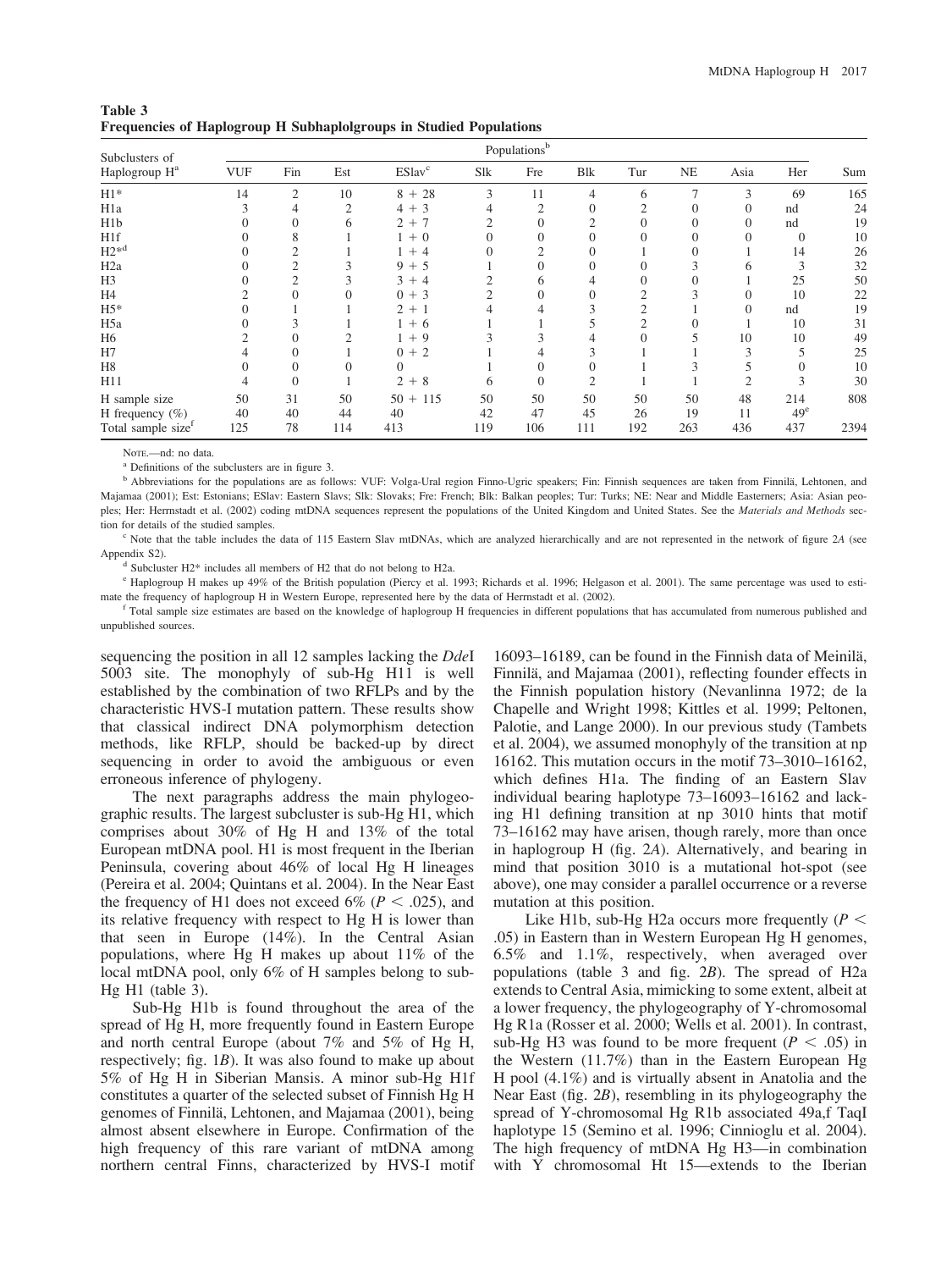**Table 3**
**Frequencies of Haplogroup H Subhaplolgroups in Studied Populations**

| Subclusters of Haplogroup H[a] | Populations[b] | | | | | | | | | | | |
|---|---|---|---|---|---|---|---|---|---|---|---|---|
| | VUF | Fin | Est | ESlav[c] | Slk | Fre | Blk | Tur | NE | Asia | Her | Sum |
| H1* | 14 | 2 | 10 | 8 + 28 | 3 | 11 | 4 | 6 | 7 | 3 | 69 | 165 |
| H1a | 3 | 4 | 2 | 4 + 3 | 4 | 2 | 0 | 2 | 0 | 0 | nd | 24 |
| H1b | 0 | 0 | 6 | 2 + 7 | 2 | 0 | 2 | 0 | 0 | 0 | nd | 19 |
| H1f | 0 | 8 | 1 | 1 + 0 | 0 | 0 | 0 | 0 | 0 | 0 | 0 | 10 |
| H2*[d] | 0 | 2 | 1 | 1 + 4 | 0 | 2 | 0 | 1 | 0 | 1 | 14 | 26 |
| H2a | 0 | 2 | 3 | 9 + 5 | 1 | 0 | 0 | 0 | 3 | 6 | 3 | 32 |
| H3 | 0 | 2 | 3 | 3 + 4 | 2 | 6 | 4 | 0 | 0 | 1 | 25 | 50 |
| H4 | 2 | 0 | 0 | 0 + 3 | 2 | 0 | 0 | 2 | 3 | 0 | 10 | 22 |
| H5* | 0 | 1 | 1 | 2 + 1 | 4 | 4 | 3 | 2 | 1 | 0 | nd | 19 |
| H5a | 0 | 3 | 1 | 1 + 6 | 1 | 1 | 5 | 2 | 0 | 1 | 10 | 31 |
| H6 | 2 | 0 | 2 | 1 + 9 | 3 | 3 | 4 | 0 | 5 | 10 | 10 | 49 |
| H7 | 4 | 0 | 1 | 0 + 2 | 1 | 4 | 3 | 1 | 1 | 3 | 5 | 25 |
| H8 | 0 | 0 | 0 | 0 | 1 | 0 | 0 | 1 | 3 | 5 | 0 | 10 |
| H11 | 4 | 0 | 1 | 2 + 8 | 6 | 0 | 2 | 1 | 1 | 2 | 3 | 30 |
| H sample size | 50 | 31 | 50 | 50 + 115 | 50 | 50 | 50 | 50 | 50 | 48 | 214 | 808 |
| H frequency (%) | 40 | 40 | 44 | 40 | 42 | 47 | 45 | 26 | 19 | 11 | 49[e] | |
| Total sample size[f] | 125 | 78 | 114 | 413 | 119 | 106 | 111 | 192 | 263 | 436 | 437 | 2394 |

NOTE.—nd: no data.

[a] Definitions of the subclusters are in figure 3.

[b] Abbreviations for the populations are as follows: VUF: Volga-Ural region Finno-Ugric speakers; Fin: Finnish sequences are taken from Finnilä, Lehtonen, and Majamaa (2001); Est: Estonians; ESlav: Eastern Slavs; Slk: Slovaks; Fre: French; Blk: Balkan peoples; Tur: Turks; NE: Near and Middle Easterners; Asia: Asian peoples; Her: Herrnstadt et al. (2002) coding mtDNA sequences represent the populations of the United Kingdom and United States. See the *Materials and Methods* section for details of the studied samples.

[c] Note that the table includes the data of 115 Eastern Slav mtDNAs, which are analyzed hierarchically and are not represented in the network of figure 2*A* (see Appendix S2).

[d] Subcluster H2* includes all members of H2 that do not belong to H2a.

[e] Haplogroup H makes up 49% of the British population (Piercy et al. 1993; Richards et al. 1996; Helgason et al. 2001). The same percentage was used to estimate the frequency of haplogroup H in Western Europe, represented here by the data of Herrnstadt et al. (2002).

[f] Total sample size estimates are based on the knowledge of haplogroup H frequencies in different populations that has accumulated from numerous published and unpublished sources.

sequencing the position in all 12 samples lacking the *Dde*I 5003 site. The monophyly of sub-Hg H11 is well established by the combination of two RFLPs and by the characteristic HVS-I mutation pattern. These results show that classical indirect DNA polymorphism detection methods, like RFLP, should be backed-up by direct sequencing in order to avoid the ambiguous or even erroneous inference of phylogeny.

The next paragraphs address the main phylogeographic results. The largest subcluster is sub-Hg H1, which comprises about 30% of Hg H and 13% of the total European mtDNA pool. H1 is most frequent in the Iberian Peninsula, covering about 46% of local Hg H lineages (Pereira et al. 2004; Quintans et al. 2004). In the Near East the frequency of H1 does not exceed 6% ($P < .025$), and its relative frequency with respect to Hg H is lower than that seen in Europe (14%). In the Central Asian populations, where Hg H makes up about 11% of the local mtDNA pool, only 6% of H samples belong to sub-Hg H1 (table 3).

Sub-Hg H1b is found throughout the area of the spread of Hg H, more frequently found in Eastern Europe and north central Europe (about 7% and 5% of Hg H, respectively; fig. 1*B*). It was also found to make up about 5% of Hg H in Siberian Mansis. A minor sub-Hg H1f constitutes a quarter of the selected subset of Finnish Hg H genomes of Finnilä, Lehtonen, and Majamaa (2001), being almost absent elsewhere in Europe. Confirmation of the high frequency of this rare variant of mtDNA among northern central Finns, characterized by HVS-I motif 16093–16189, can be found in the Finnish data of Meinilä, Finnilä, and Majamaa (2001), reflecting founder effects in the Finnish population history (Nevanlinna 1972; de la Chapelle and Wright 1998; Kittles et al. 1999; Peltonen, Palotie, and Lange 2000). In our previous study (Tambets et al. 2004), we assumed monophyly of the transition at np 16162. This mutation occurs in the motif 73–3010–16162, which defines H1a. The finding of an Eastern Slav individual bearing haplotype 73–16093–16162 and lacking H1 defining transition at np 3010 hints that motif 73–16162 may have arisen, though rarely, more than once in haplogroup H (fig. 2*A*). Alternatively, and bearing in mind that position 3010 is a mutational hot-spot (see above), one may consider a parallel occurrence or a reverse mutation at this position.

Like H1b, sub-Hg H2a occurs more frequently ($P <$ .05) in Eastern than in Western European Hg H genomes, 6.5% and 1.1%, respectively, when averaged over populations (table 3 and fig. 2*B*). The spread of H2a extends to Central Asia, mimicking to some extent, albeit at a lower frequency, the phylogeography of Y-chromosomal Hg R1a (Rosser et al. 2000; Wells et al. 2001). In contrast, sub-Hg H3 was found to be more frequent ($P < .05$) in the Western (11.7%) than in the Eastern European Hg H pool (4.1%) and is virtually absent in Anatolia and the Near East (fig. 2*B*), resembling in its phylogeography the spread of Y-chromosomal Hg R1b associated 49a,f TaqI haplotype 15 (Semino et al. 1996; Cinnioglu et al. 2004). The high frequency of mtDNA Hg H3—in combination with Y chromosomal Ht 15—extends to the Iberian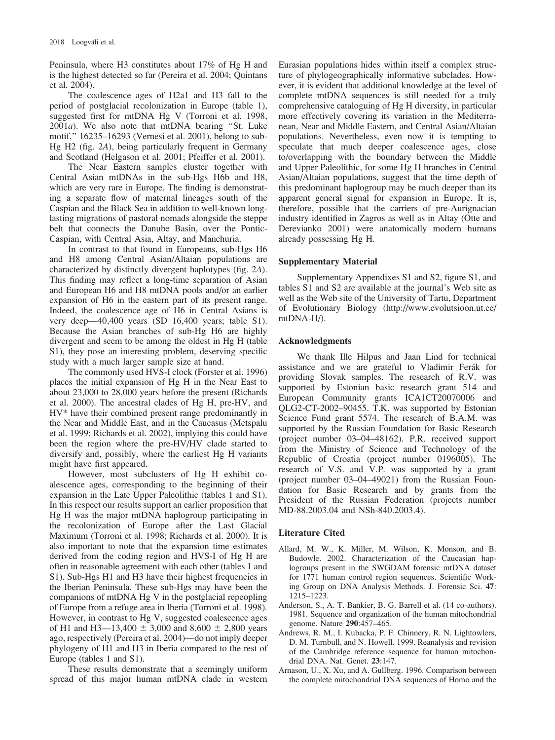Peninsula, where H3 constitutes about 17% of Hg H and is the highest detected so far (Pereira et al. 2004; Quintans et al. 2004).

The coalescence ages of H2a1 and H3 fall to the period of postglacial recolonization in Europe (table 1), suggested first for mtDNA Hg V (Torroni et al. 1998, 2001*a*). We also note that mtDNA bearing "St. Luke motif," 16235–16293 (Vernesi et al. 2001), belong to sub-Hg H2 (fig. 2*A*), being particularly frequent in Germany and Scotland (Helgason et al. 2001; Pfeiffer et al. 2001).

The Near Eastern samples cluster together with Central Asian mtDNAs in the sub-Hgs H6b and H8, which are very rare in Europe. The finding is demonstrating a separate flow of maternal lineages south of the Caspian and the Black Sea in addition to well-known long-lasting migrations of pastoral nomads alongside the steppe belt that connects the Danube Basin, over the Pontic-Caspian, with Central Asia, Altay, and Manchuria.

In contrast to that found in Europeans, sub-Hgs H6 and H8 among Central Asian/Altaian populations are characterized by distinctly divergent haplotypes (fig. 2*A*). This finding may reflect a long-time separation of Asian and European H6 and H8 mtDNA pools and/or an earlier expansion of H6 in the eastern part of its present range. Indeed, the coalescence age of H6 in Central Asians is very deep—40,400 years (SD 16,400 years; table S1). Because the Asian branches of sub-Hg H6 are highly divergent and seem to be among the oldest in Hg H (table S1), they pose an interesting problem, deserving specific study with a much larger sample size at hand.

The commonly used HVS-I clock (Forster et al. 1996) places the initial expansion of Hg H in the Near East to about 23,000 to 28,000 years before the present (Richards et al. 2000). The ancestral clades of Hg H, pre-HV, and HV* have their combined present range predominantly in the Near and Middle East, and in the Caucasus (Metspalu et al. 1999; Richards et al. 2002), implying this could have been the region where the pre-HV/HV clade started to diversify and, possibly, where the earliest Hg H variants might have first appeared.

However, most subclusters of Hg H exhibit coalescence ages, corresponding to the beginning of their expansion in the Late Upper Paleolithic (tables 1 and S1). In this respect our results support an earlier proposition that Hg H was the major mtDNA haplogroup participating in the recolonization of Europe after the Last Glacial Maximum (Torroni et al. 1998; Richards et al. 2000). It is also important to note that the expansion time estimates derived from the coding region and HVS-I of Hg H are often in reasonable agreement with each other (tables 1 and S1). Sub-Hgs H1 and H3 have their highest frequencies in the Iberian Peninsula. These sub-Hgs may have been the companions of mtDNA Hg V in the postglacial repeopling of Europe from a refuge area in Iberia (Torroni et al. 1998). However, in contrast to Hg V, suggested coalescence ages of H1 and H3—13,400 ± 3,000 and 8,600 ± 2,800 years ago, respectively (Pereira et al. 2004)—do not imply deeper phylogeny of H1 and H3 in Iberia compared to the rest of Europe (tables 1 and S1).

These results demonstrate that a seemingly uniform spread of this major human mtDNA clade in western Eurasian populations hides within itself a complex structure of phylogeographically informative subclades. However, it is evident that additional knowledge at the level of complete mtDNA sequences is still needed for a truly comprehensive cataloguing of Hg H diversity, in particular more effectively covering its variation in the Mediterranean, Near and Middle Eastern, and Central Asian/Altaian populations. Nevertheless, even now it is tempting to speculate that much deeper coalescence ages, close to/overlapping with the boundary between the Middle and Upper Paleolithic, for some Hg H branches in Central Asian/Altaian populations, suggest that the time depth of this predominant haplogroup may be much deeper than its apparent general signal for expansion in Europe. It is, therefore, possible that the carriers of pre-Aurignacian industry identified in Zagros as well as in Altay (Otte and Derevianko 2001) were anatomically modern humans already possessing Hg H.

## Supplementary Material

Supplementary Appendixes S1 and S2, figure S1, and tables S1 and S2 are available at the journal's Web site as well as the Web site of the University of Tartu, Department of Evolutionary Biology (http://www.evolutsioon.ut.ee/mtDNA-H/).

## Acknowledgments

We thank Ille Hilpus and Jaan Lind for technical assistance and we are grateful to Vladimir Ferák for providing Slovak samples. The research of R.V. was supported by Estonian basic research grant 514 and European Community grants ICA1CT20070006 and QLG2-CT-2002–90455. T.K. was supported by Estonian Science Fund grant 5574. The research of B.A.M. was supported by the Russian Foundation for Basic Research (project number 03–04–48162). P.R. received support from the Ministry of Science and Technology of the Republic of Croatia (project number 0196005). The research of V.S. and V.P. was supported by a grant (project number 03–04–49021) from the Russian Foundation for Basic Research and by grants from the President of the Russian Federation (projects number MD-88.2003.04 and NSh-840.2003.4).

## Literature Cited

- Allard, M. W., K. Miller, M. Wilson, K. Monson, and B. Budowle. 2002. Characterization of the Caucasian haplogroups present in the SWGDAM forensic mtDNA dataset for 1771 human control region sequences. Scientific Working Group on DNA Analysis Methods. J. Forensic Sci. **47**: 1215–1223.
- Anderson, S., A. T. Bankier, B. G. Barrell et al. (14 co-authors). 1981. Sequence and organization of the human mitochondrial genome. Nature **290**:457–465.
- Andrews, R. M., I. Kubacka, P. F. Chinnery, R. N. Lightowlers, D. M. Turnbull, and N. Howell. 1999. Reanalysis and revision of the Cambridge reference sequence for human mitochondrial DNA. Nat. Genet. **23**:147.
- Arnason, U., X. Xu, and A. Gullberg. 1996. Comparison between the complete mitochondrial DNA sequences of Homo and the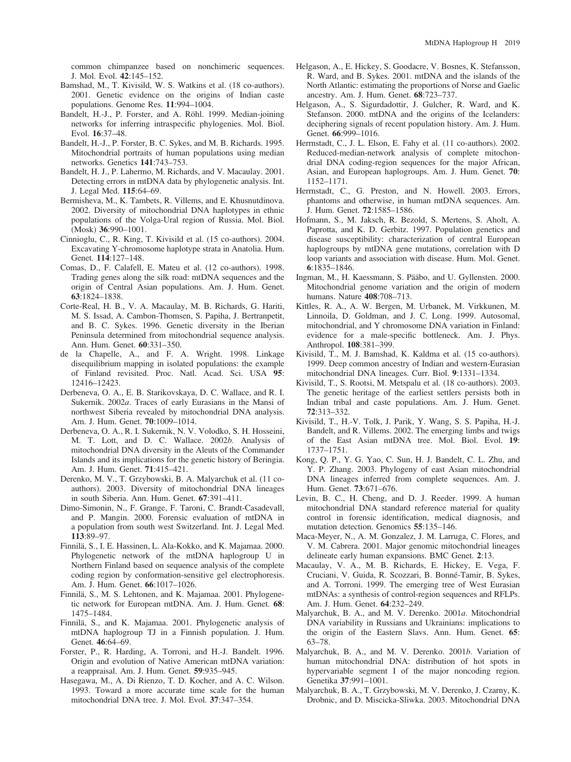common chimpanzee based on nonchimeric sequences. J. Mol. Evol. **42**:145–152.

Bamshad, M., T. Kivisild, W. S. Watkins et al. (18 co-authors). 2001. Genetic evidence on the origins of Indian caste populations. Genome Res. **11**:994–1004.

Bandelt, H.-J., P. Forster, and A. Röhl. 1999. Median-joining networks for inferring intraspecific phylogenies. Mol. Biol. Evol. **16**:37–48.

Bandelt, H.-J., P. Forster, B. C. Sykes, and M. B. Richards. 1995. Mitochondrial portraits of human populations using median networks. Genetics **141**:743–753.

Bandelt, H. J., P. Lahermo, M. Richards, and V. Macaulay. 2001. Detecting errors in mtDNA data by phylogenetic analysis. Int. J. Legal Med. **115**:64–69.

Bermisheva, M., K. Tambets, R. Villems, and E. Khusnutdinova. 2002. Diversity of mitochondrial DNA haplotypes in ethnic populations of the Volga-Ural region of Russia. Mol. Biol. (Mosk) **36**:990–1001.

Cinnioglu, C., R. King, T. Kivisild et al. (15 co-authors). 2004. Excavating Y-chromosome haplotype strata in Anatolia. Hum. Genet. **114**:127–148.

Comas, D., F. Calafell, E. Mateu et al. (12 co-authors). 1998. Trading genes along the silk road: mtDNA sequences and the origin of Central Asian populations. Am. J. Hum. Genet. **63**:1824–1838.

Corte-Real, H. B., V. A. Macaulay, M. B. Richards, G. Hariti, M. S. Issad, A. Cambon-Thomsen, S. Papiha, J. Bertranpetit, and B. C. Sykes. 1996. Genetic diversity in the Iberian Peninsula determined from mitochondrial sequence analysis. Ann. Hum. Genet. **60**:331–350.

de la Chapelle, A., and F. A. Wright. 1998. Linkage disequilibrium mapping in isolated populations: the example of Finland revisited. Proc. Natl. Acad. Sci. USA **95**: 12416–12423.

Derbeneva, O. A., E. B. Starikovskaya, D. C. Wallace, and R. I. Sukernik. 2002*a*. Traces of early Eurasians in the Mansi of northwest Siberia revealed by mitochondrial DNA analysis. Am. J. Hum. Genet. **70**:1009–1014.

Derbeneva, O. A., R. I. Sukernik, N. V. Volodko, S. H. Hosseini, M. T. Lott, and D. C. Wallace. 2002*b*. Analysis of mitochondrial DNA diversity in the Aleuts of the Commander Islands and its implications for the genetic history of Beringia. Am. J. Hum. Genet. **71**:415–421.

Derenko, M. V., T. Grzybowski, B. A. Malyarchuk et al. (11 co-authors). 2003. Diversity of mitochondrial DNA lineages in south Siberia. Ann. Hum. Genet. **67**:391–411.

Dimo-Simonin, N., F. Grange, F. Taroni, C. Brandt-Casadevall, and P. Mangin. 2000. Forensic evaluation of mtDNA in a population from south west Switzerland. Int. J. Legal Med. **113**:89–97.

Finnilä, S., I. E. Hassinen, L. Ala-Kokko, and K. Majamaa. 2000. Phylogenetic network of the mtDNA haplogroup U in Northern Finland based on sequence analysis of the complete coding region by conformation-sensitive gel electrophoresis. Am. J. Hum. Genet. **66**:1017–1026.

Finnilä, S., M. S. Lehtonen, and K. Majamaa. 2001. Phylogenetic network for European mtDNA. Am. J. Hum. Genet. **68**: 1475–1484.

Finnilä, S., and K. Majamaa. 2001. Phylogenetic analysis of mtDNA haplogroup TJ in a Finnish population. J. Hum. Genet. **46**:64–69.

Forster, P., R. Harding, A. Torroni, and H.-J. Bandelt. 1996. Origin and evolution of Native American mtDNA variation: a reappraisal. Am. J. Hum. Genet. **59**:935–945.

Hasegawa, M., A. Di Rienzo, T. D. Kocher, and A. C. Wilson. 1993. Toward a more accurate time scale for the human mitochondrial DNA tree. J. Mol. Evol. **37**:347–354.

Helgason, A., E. Hickey, S. Goodacre, V. Bosnes, K. Stefansson, R. Ward, and B. Sykes. 2001. mtDNA and the islands of the North Atlantic: estimating the proportions of Norse and Gaelic ancestry. Am. J. Hum. Genet. **68**:723–737.

Helgason, A., S. Sigurdadottir, J. Gulcher, R. Ward, and K. Stefanson. 2000. mtDNA and the origins of the Icelanders: deciphering signals of recent population history. Am. J. Hum. Genet. **66**:999–1016.

Herrnstadt, C., J. L. Elson, E. Fahy et al. (11 co-authors). 2002. Reduced-median-network analysis of complete mitochondrial DNA coding-region sequences for the major African, Asian, and European haplogroups. Am. J. Hum. Genet. **70**: 1152–1171.

Herrnstadt, C., G. Preston, and N. Howell. 2003. Errors, phantoms and otherwise, in human mtDNA sequences. Am. J. Hum. Genet. **72**:1585–1586.

Hofmann, S., M. Jaksch, R. Bezold, S. Mertens, S. Aholt, A. Paprotta, and K. D. Gerbitz. 1997. Population genetics and disease susceptibility: characterization of central European haplogroups by mtDNA gene mutations, correlation with D loop variants and association with disease. Hum. Mol. Genet. **6**:1835–1846.

Ingman, M., H. Kaessmann, S. Pääbo, and U. Gyllensten. 2000. Mitochondrial genome variation and the origin of modern humans. Nature **408**:708–713.

Kittles, R. A., A. W. Bergen, M. Urbanek, M. Virkkunen, M. Linnoila, D. Goldman, and J. C. Long. 1999. Autosomal, mitochondrial, and Y chromosome DNA variation in Finland: evidence for a male-specific bottleneck. Am. J. Phys. Anthropol. **108**:381–399.

Kivisild, T., M. J. Bamshad, K. Kaldma et al. (15 co-authors). 1999. Deep common ancestry of Indian and western-Eurasian mitochondrial DNA lineages. Curr. Biol. **9**:1331–1334.

Kivisild, T., S. Rootsi, M. Metspalu et al. (18 co-authors). 2003. The genetic heritage of the earliest settlers persists both in Indian tribal and caste populations. Am. J. Hum. Genet. **72**:313–332.

Kivisild, T., H.-V. Tolk, J. Parik, Y. Wang, S. S. Papiha, H.-J. Bandelt, and R. Villems. 2002. The emerging limbs and twigs of the East Asian mtDNA tree. Mol. Biol. Evol. **19**: 1737–1751.

Kong, Q. P., Y. G. Yao, C. Sun, H. J. Bandelt, C. L. Zhu, and Y. P. Zhang. 2003. Phylogeny of east Asian mitochondrial DNA lineages inferred from complete sequences. Am. J. Hum. Genet. **73**:671–676.

Levin, B. C., H. Cheng, and D. J. Reeder. 1999. A human mitochondrial DNA standard reference material for quality control in forensic identification, medical diagnosis, and mutation detection. Genomics **55**:135–146.

Maca-Meyer, N., A. M. Gonzalez, J. M. Larruga, C. Flores, and V. M. Cabrera. 2001. Major genomic mitochondrial lineages delineate early human expansions. BMC Genet. **2**:13.

Macaulay, V. A., M. B. Richards, E. Hickey, E. Vega, F. Cruciani, V. Guida, R. Scozzari, B. Bonné-Tamir, B. Sykes, and A. Torroni. 1999. The emerging tree of West Eurasian mtDNAs: a synthesis of control-region sequences and RFLPs. Am. J. Hum. Genet. **64**:232–249.

Malyarchuk, B. A., and M. V. Derenko. 2001*a*. Mitochondrial DNA variability in Russians and Ukrainians: implications to the origin of the Eastern Slavs. Ann. Hum. Genet. **65**: 63–78.

Malyarchuk, B. A., and M. V. Derenko. 2001*b*. Variation of human mitochondrial DNA: distribution of hot spots in hypervariable segment I of the major noncoding region. Genetika **37**:991–1001.

Malyarchuk, B. A., T. Grzybowski, M. V. Derenko, J. Czarny, K. Drobnic, and D. Miscicka-Sliwka. 2003. Mitochondrial DNA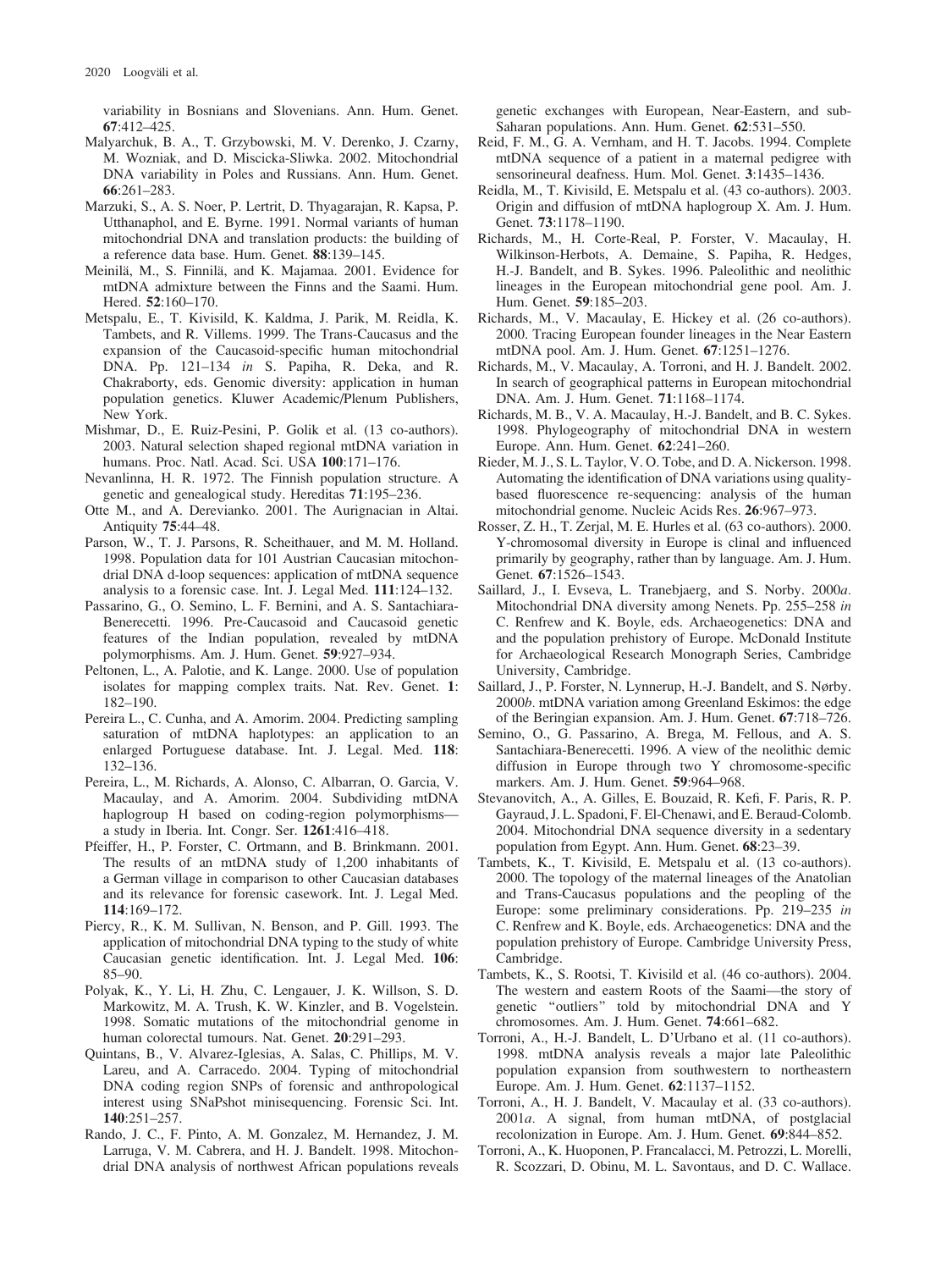variability in Bosnians and Slovenians. Ann. Hum. Genet. **67**:412–425.

Malyarchuk, B. A., T. Grzybowski, M. V. Derenko, J. Czarny, M. Wozniak, and D. Miscicka-Sliwka. 2002. Mitochondrial DNA variability in Poles and Russians. Ann. Hum. Genet. **66**:261–283.

Marzuki, S., A. S. Noer, P. Lertrit, D. Thyagarajan, R. Kapsa, P. Utthanaphol, and E. Byrne. 1991. Normal variants of human mitochondrial DNA and translation products: the building of a reference data base. Hum. Genet. **88**:139–145.

Meinilä, M., S. Finnilä, and K. Majamaa. 2001. Evidence for mtDNA admixture between the Finns and the Saami. Hum. Hered. **52**:160–170.

Metspalu, E., T. Kivisild, K. Kaldma, J. Parik, M. Reidla, K. Tambets, and R. Villems. 1999. The Trans-Caucasus and the expansion of the Caucasoid-specific human mitochondrial DNA. Pp. 121–134 *in* S. Papiha, R. Deka, and R. Chakraborty, eds. Genomic diversity: application in human population genetics. Kluwer Academic/Plenum Publishers, New York.

Mishmar, D., E. Ruiz-Pesini, P. Golik et al. (13 co-authors). 2003. Natural selection shaped regional mtDNA variation in humans. Proc. Natl. Acad. Sci. USA **100**:171–176.

Nevanlinna, H. R. 1972. The Finnish population structure. A genetic and genealogical study. Hereditas **71**:195–236.

Otte M., and A. Derevianko. 2001. The Aurignacian in Altai. Antiquity **75**:44–48.

Parson, W., T. J. Parsons, R. Scheithauer, and M. M. Holland. 1998. Population data for 101 Austrian Caucasian mitochondrial DNA d-loop sequences: application of mtDNA sequence analysis to a forensic case. Int. J. Legal Med. **111**:124–132.

Passarino, G., O. Semino, L. F. Bernini, and A. S. Santachiara-Benerecetti. 1996. Pre-Caucasoid and Caucasoid genetic features of the Indian population, revealed by mtDNA polymorphisms. Am. J. Hum. Genet. **59**:927–934.

Peltonen, L., A. Palotie, and K. Lange. 2000. Use of population isolates for mapping complex traits. Nat. Rev. Genet. **1**: 182–190.

Pereira L., C. Cunha, and A. Amorim. 2004. Predicting sampling saturation of mtDNA haplotypes: an application to an enlarged Portuguese database. Int. J. Legal. Med. **118**: 132–136.

Pereira, L., M. Richards, A. Alonso, C. Albarran, O. Garcia, V. Macaulay, and A. Amorim. 2004. Subdividing mtDNA haplogroup H based on coding-region polymorphisms—a study in Iberia. Int. Congr. Ser. **1261**:416–418.

Pfeiffer, H., P. Forster, C. Ortmann, and B. Brinkmann. 2001. The results of an mtDNA study of 1,200 inhabitants of a German village in comparison to other Caucasian databases and its relevance for forensic casework. Int. J. Legal Med. **114**:169–172.

Piercy, R., K. M. Sullivan, N. Benson, and P. Gill. 1993. The application of mitochondrial DNA typing to the study of white Caucasian genetic identification. Int. J. Legal Med. **106**: 85–90.

Polyak, K., Y. Li, H. Zhu, C. Lengauer, J. K. Willson, S. D. Markowitz, M. A. Trush, K. W. Kinzler, and B. Vogelstein. 1998. Somatic mutations of the mitochondrial genome in human colorectal tumours. Nat. Genet. **20**:291–293.

Quintans, B., V. Alvarez-Iglesias, A. Salas, C. Phillips, M. V. Lareu, and A. Carracedo. 2004. Typing of mitochondrial DNA coding region SNPs of forensic and anthropological interest using SNaPshot minisequencing. Forensic Sci. Int. **140**:251–257.

Rando, J. C., F. Pinto, A. M. Gonzalez, M. Hernandez, J. M. Larruga, V. M. Cabrera, and H. J. Bandelt. 1998. Mitochondrial DNA analysis of northwest African populations reveals genetic exchanges with European, Near-Eastern, and sub-Saharan populations. Ann. Hum. Genet. **62**:531–550.

Reid, F. M., G. A. Vernham, and H. T. Jacobs. 1994. Complete mtDNA sequence of a patient in a maternal pedigree with sensorineural deafness. Hum. Mol. Genet. **3**:1435–1436.

Reidla, M., T. Kivisild, E. Metspalu et al. (43 co-authors). 2003. Origin and diffusion of mtDNA haplogroup X. Am. J. Hum. Genet. **73**:1178–1190.

Richards, M., H. Corte-Real, P. Forster, V. Macaulay, H. Wilkinson-Herbots, A. Demaine, S. Papiha, R. Hedges, H.-J. Bandelt, and B. Sykes. 1996. Paleolithic and neolithic lineages in the European mitochondrial gene pool. Am. J. Hum. Genet. **59**:185–203.

Richards, M., V. Macaulay, E. Hickey et al. (26 co-authors). 2000. Tracing European founder lineages in the Near Eastern mtDNA pool. Am. J. Hum. Genet. **67**:1251–1276.

Richards, M., V. Macaulay, A. Torroni, and H. J. Bandelt. 2002. In search of geographical patterns in European mitochondrial DNA. Am. J. Hum. Genet. **71**:1168–1174.

Richards, M. B., V. A. Macaulay, H.-J. Bandelt, and B. C. Sykes. 1998. Phylogeography of mitochondrial DNA in western Europe. Ann. Hum. Genet. **62**:241–260.

Rieder, M. J., S. L. Taylor, V. O. Tobe, and D. A. Nickerson. 1998. Automating the identification of DNA variations using quality-based fluorescence re-sequencing: analysis of the human mitochondrial genome. Nucleic Acids Res. **26**:967–973.

Rosser, Z. H., T. Zerjal, M. E. Hurles et al. (63 co-authors). 2000. Y-chromosomal diversity in Europe is clinal and influenced primarily by geography, rather than by language. Am. J. Hum. Genet. **67**:1526–1543.

Saillard, J., I. Evseva, L. Tranebjaerg, and S. Norby. 2000*a*. Mitochondrial DNA diversity among Nenets. Pp. 255–258 *in* C. Renfrew and K. Boyle, eds. Archaeogenetics: DNA and the population prehistory of Europe. McDonald Institute for Archaeological Research Monograph Series, Cambridge University, Cambridge.

Saillard, J., P. Forster, N. Lynnerup, H.-J. Bandelt, and S. Nørby. 2000*b*. mtDNA variation among Greenland Eskimos: the edge of the Beringian expansion. Am. J. Hum. Genet. **67**:718–726.

Semino, O., G. Passarino, A. Brega, M. Fellous, and A. S. Santachiara-Benerecetti. 1996. A view of the neolithic demic diffusion in Europe through two Y chromosome-specific markers. Am. J. Hum. Genet. **59**:964–968.

Stevanovitch, A., A. Gilles, E. Bouzaid, R. Kefi, F. Paris, R. P. Gayraud, J. L. Spadoni, F. El-Chenawi, and E. Beraud-Colomb. 2004. Mitochondrial DNA sequence diversity in a sedentary population from Egypt. Ann. Hum. Genet. **68**:23–39.

Tambets, K., T. Kivisild, E. Metspalu et al. (13 co-authors). 2000. The topology of the maternal lineages of the Anatolian and Trans-Caucasus populations and the peopling of the Europe: some preliminary considerations. Pp. 219–235 *in* C. Renfrew and K. Boyle, eds. Archaeogenetics: DNA and the population prehistory of Europe. Cambridge University Press, Cambridge.

Tambets, K., S. Rootsi, T. Kivisild et al. (46 co-authors). 2004. The western and eastern Roots of the Saami—the story of genetic "outliers" told by mitochondrial DNA and Y chromosomes. Am. J. Hum. Genet. **74**:661–682.

Torroni, A., H.-J. Bandelt, L. D'Urbano et al. (11 co-authors). 1998. mtDNA analysis reveals a major late Paleolithic population expansion from southwestern to northeastern Europe. Am. J. Hum. Genet. **62**:1137–1152.

Torroni, A., H. J. Bandelt, V. Macaulay et al. (33 co-authors). 2001*a*. A signal, from human mtDNA, of postglacial recolonization in Europe. Am. J. Hum. Genet. **69**:844–852.

Torroni, A., K. Huoponen, P. Francalacci, M. Petrozzi, L. Morelli, R. Scozzari, D. Obinu, M. L. Savontaus, and D. C. Wallace.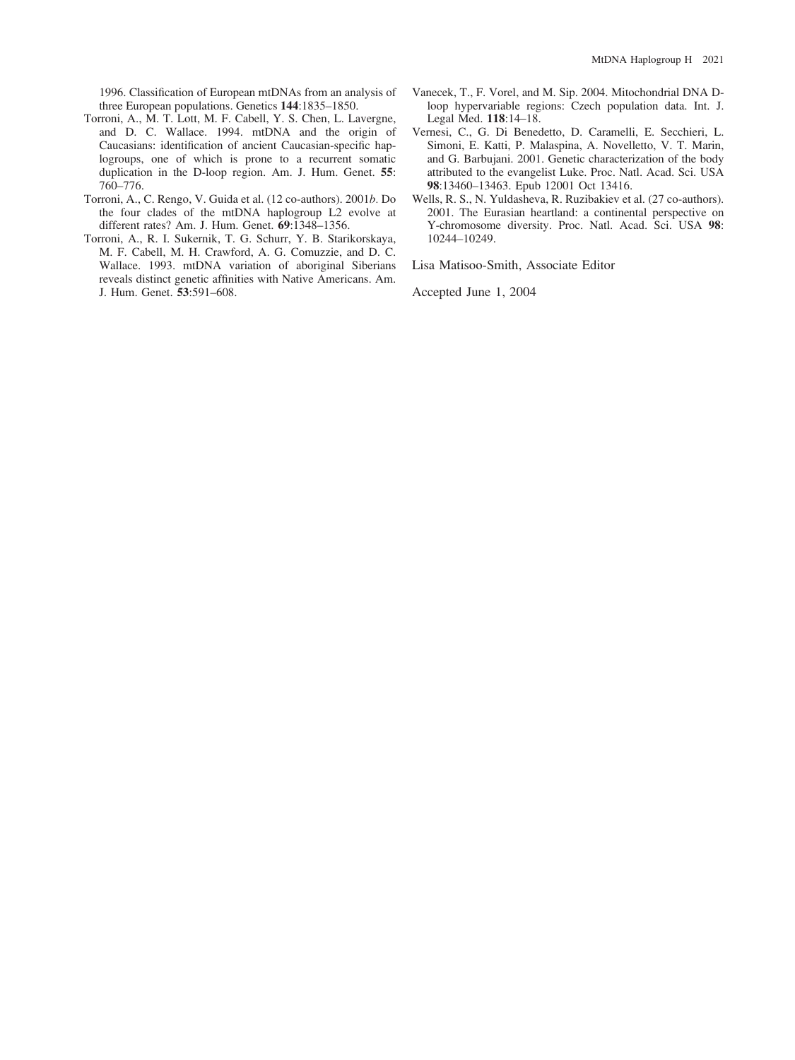1996. Classification of European mtDNAs from an analysis of three European populations. Genetics **144**:1835–1850.

Torroni, A., M. T. Lott, M. F. Cabell, Y. S. Chen, L. Lavergne, and D. C. Wallace. 1994. mtDNA and the origin of Caucasians: identification of ancient Caucasian-specific haplogroups, one of which is prone to a recurrent somatic duplication in the D-loop region. Am. J. Hum. Genet. **55**: 760–776.

Torroni, A., C. Rengo, V. Guida et al. (12 co-authors). 2001*b*. Do the four clades of the mtDNA haplogroup L2 evolve at different rates? Am. J. Hum. Genet. **69**:1348–1356.

Torroni, A., R. I. Sukernik, T. G. Schurr, Y. B. Starikorskaya, M. F. Cabell, M. H. Crawford, A. G. Comuzzie, and D. C. Wallace. 1993. mtDNA variation of aboriginal Siberians reveals distinct genetic affinities with Native Americans. Am. J. Hum. Genet. **53**:591–608.

Vanecek, T., F. Vorel, and M. Sip. 2004. Mitochondrial DNA D-loop hypervariable regions: Czech population data. Int. J. Legal Med. **118**:14–18.

Vernesi, C., G. Di Benedetto, D. Caramelli, E. Secchieri, L. Simoni, E. Katti, P. Malaspina, A. Novelletto, V. T. Marin, and G. Barbujani. 2001. Genetic characterization of the body attributed to the evangelist Luke. Proc. Natl. Acad. Sci. USA **98**:13460–13463. Epub 12001 Oct 13416.

Wells, R. S., N. Yuldasheva, R. Ruzibakiev et al. (27 co-authors). 2001. The Eurasian heartland: a continental perspective on Y-chromosome diversity. Proc. Natl. Acad. Sci. USA **98**: 10244–10249.

Lisa Matisoo-Smith, Associate Editor

Accepted June 1, 2004